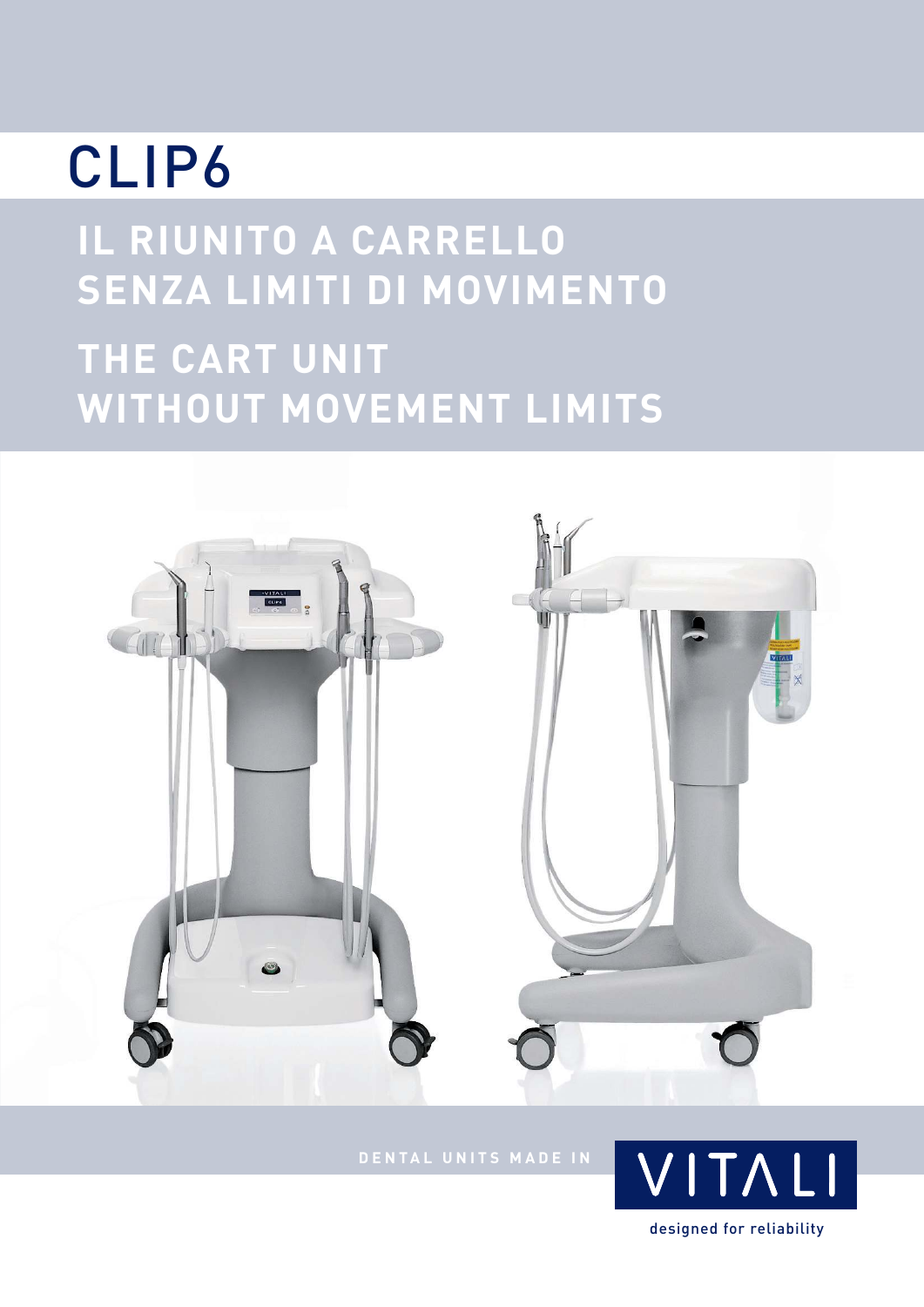# CLIP6

## IL RIUNITO A CARRELLO SENZA LIMITI DI MOVIMENTO

## THE CART UNIT WITHOUT MOVEMENT LIMITS

DENTAL UNITS MADE IN

VITALI

designed for reliability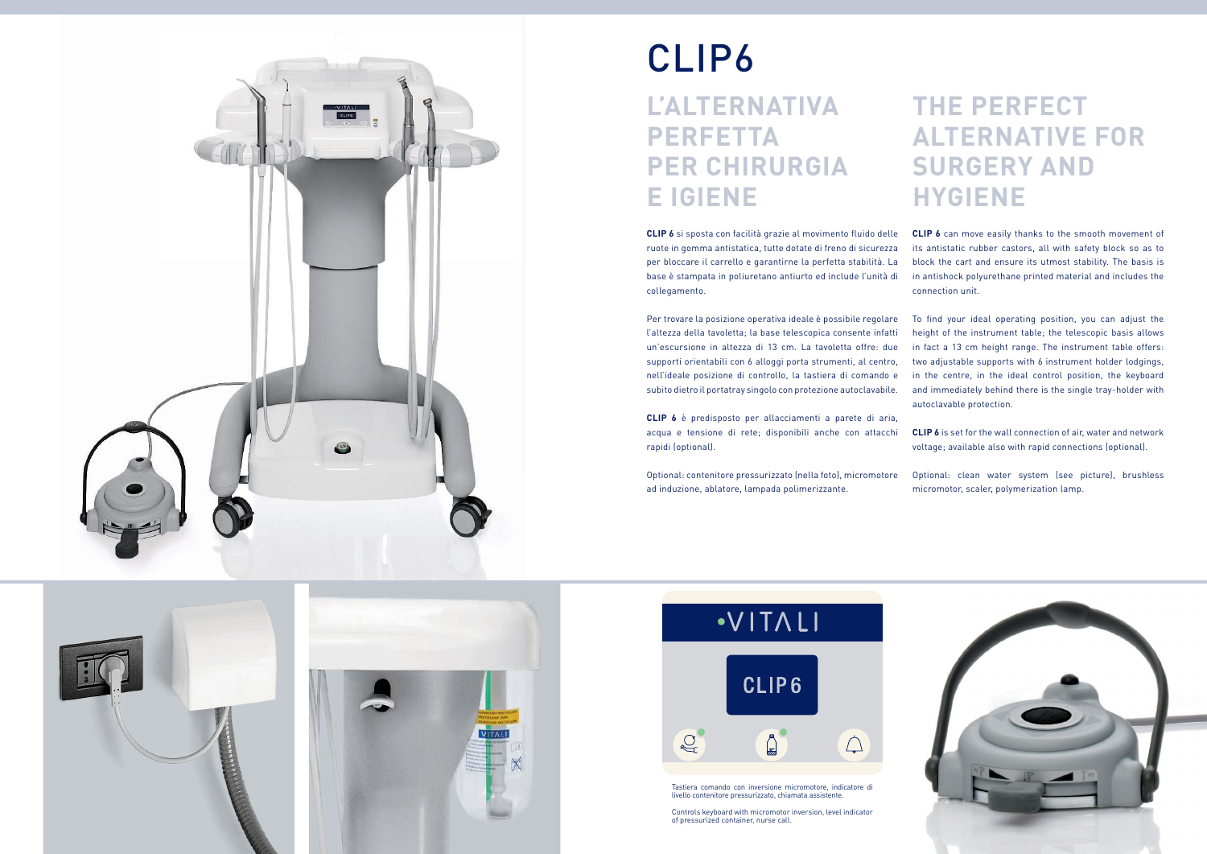# CLIP6

## L'ALTERNATIVA PERFETTA PER CHIRURGIA E IGIENE

**CLIP 6** si sposta con facilità grazie al movimento fluido delle ruote in gomma antistatica, tutte dotate di freno di sicurezza per bloccare il carrello e garantirne la perfetta stabilità. La base è stampata in poliuretano antiurto ed include l'unità di collegamento.

Per trovare la posizione operativa ideale è possibile regolare l'altezza della tavoletta; la base telescopica consente infatti un'escursione in altezza di 13 cm. La tavoletta offre: due supporti orientabili con 6 alloggi porta strumenti, al centro, nell'ideale posizione di controllo, la tastiera di comando e subito dietro il portatray singolo con protezione autoclavabile.

**CLIP 6** è predisposto per allacciamenti a parete di aria, acqua e tensione di rete; disponibili anche con attacchi rapidi (optional).

Optional: contenitore pressurizzato (nella foto), micromotore ad induzione, ablatore, lampada polimerizzante.

## THE PERFECT ALTERNATIVE FOR SURGERY AND HYGIENE

**CLIP 6** can move easily thanks to the smooth movement of its antistatic rubber castors, all with safety block so as to block the cart and ensure its utmost stability. The basis is in antishock polyurethane printed material and includes the connection unit.

To find your ideal operating position, you can adjust the height of the instrument table; the telescopic basis allows in fact a 13 cm height range. The instrument table offers: two adjustable supports with 6 instrument holder lodgings, in the centre, in the ideal control position, the keyboard and immediately behind there is the single tray-holder with autoclavable protection.

**CLIP 6** is set for the wall connection of air, water and network voltage; available also with rapid connections (optional).

Optional: clean water system (see picture), brushless micromotor, scaler, polymerization lamp.

Tastiera comando con inversione micromotore, indicatore di livello contenitore pressurizzato, chiamata assistente.

Controls keyboard with micromotor inversion, level indicator of pressurized container, nurse call.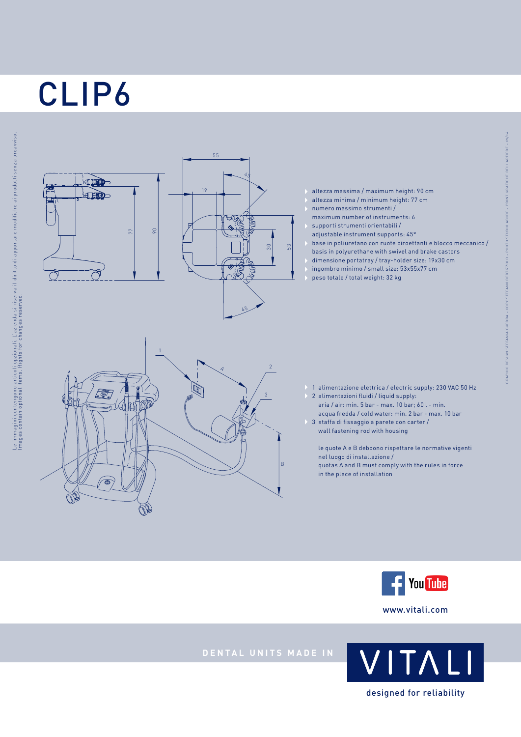# CLIP6

Le immagini contengono articoli opzionali. L'azienda si riserva il diritto di apportare modifiche ai prodotti senza preavviso.
Images contain optional items. Rights for changes reserved.

55
19
45
77
90
30
53
45

- altezza massima / maximum height: 90 cm
- altezza minima / minimum height: 77 cm
- numero massimo strumenti / maximum number of instruments: 6
- supporti strumenti orientabili / adjustable instrument supports: 45°
- base in poliuretano con ruote piroettanti e blocco meccanico / basis in polyurethane with swivel and brake castors
- dimensione portatray / tray-holder size: 19x30 cm
- ingombro minimo / small size: 53x55x77 cm
- peso totale / total weight: 32 kg

1
2
3
A
B

- 1 alimentazione elettrica / electric supply: 230 VAC 50 Hz
- 2 alimentazioni fluidi / liquid supply:
  aria / air: min. 5 bar - max. 10 bar; 60 l - min.
  acqua fredda / cold water: min. 2 bar - max. 10 bar
- 3 staffa di fissaggio a parete con carter / wall fastening rod with housing

le quote A e B debbono rispettare le normative vigenti nel luogo di installazione /
quotas A and B must comply with the rules in force in the place of installation

GRAPHIC DESIGN STEFANIA GUERRA - COPY STEFANO BERTIZZOLO - PHOTO STUDIO ABCDE - PRINT GRAFICHE DELL'ARTIERE 09/14

www.vitali.com

DENTAL UNITS MADE IN VITALI

designed for reliability